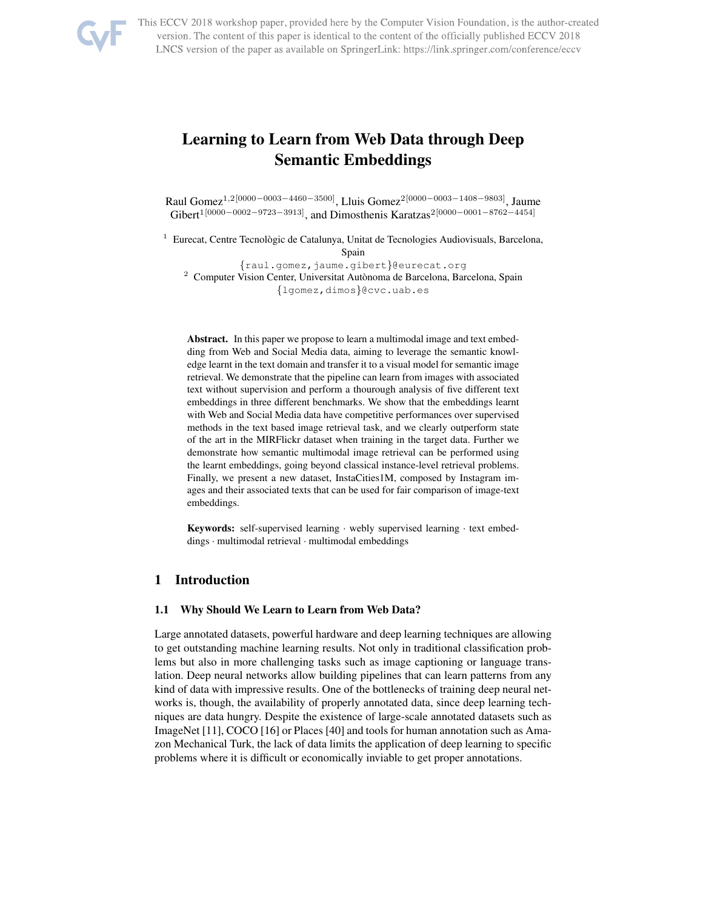# Learning to Learn from Web Data through Deep Semantic Embeddings

Raul Gomez[1,2][0000−0003−4460−3500], Lluis Gomez[2][0000−0003−1408−9803], Jaume Gibert[1][0000−0002−9723−3913], and Dimosthenis Karatzas[2][0000−0001−8762−4454]

[1] Eurecat, Centre Tecnològic de Catalunya, Unitat de Tecnologies Audiovisuals, Barcelona, Spain
{raul.gomez,jaume.gibert}@eurecat.org

[2] Computer Vision Center, Universitat Autònoma de Barcelona, Barcelona, Spain
{lgomez,dimos}@cvc.uab.es

**Abstract.** In this paper we propose to learn a multimodal image and text embedding from Web and Social Media data, aiming to leverage the semantic knowledge learnt in the text domain and transfer it to a visual model for semantic image retrieval. We demonstrate that the pipeline can learn from images with associated text without supervision and perform a thourough analysis of five different text embeddings in three different benchmarks. We show that the embeddings learnt with Web and Social Media data have competitive performances over supervised methods in the text based image retrieval task, and we clearly outperform state of the art in the MIRFlickr dataset when training in the target data. Further we demonstrate how semantic multimodal image retrieval can be performed using the learnt embeddings, going beyond classical instance-level retrieval problems. Finally, we present a new dataset, InstaCities1M, composed by Instagram images and their associated texts that can be used for fair comparison of image-text embeddings.

**Keywords:** self-supervised learning · webly supervised learning · text embeddings · multimodal retrieval · multimodal embeddings

## 1 Introduction

### 1.1 Why Should We Learn to Learn from Web Data?

Large annotated datasets, powerful hardware and deep learning techniques are allowing to get outstanding machine learning results. Not only in traditional classification problems but also in more challenging tasks such as image captioning or language translation. Deep neural networks allow building pipelines that can learn patterns from any kind of data with impressive results. One of the bottlenecks of training deep neural networks is, though, the availability of properly annotated data, since deep learning techniques are data hungry. Despite the existence of large-scale annotated datasets such as ImageNet [11], COCO [16] or Places [40] and tools for human annotation such as Amazon Mechanical Turk, the lack of data limits the application of deep learning to specific problems where it is difficult or economically inviable to get proper annotations.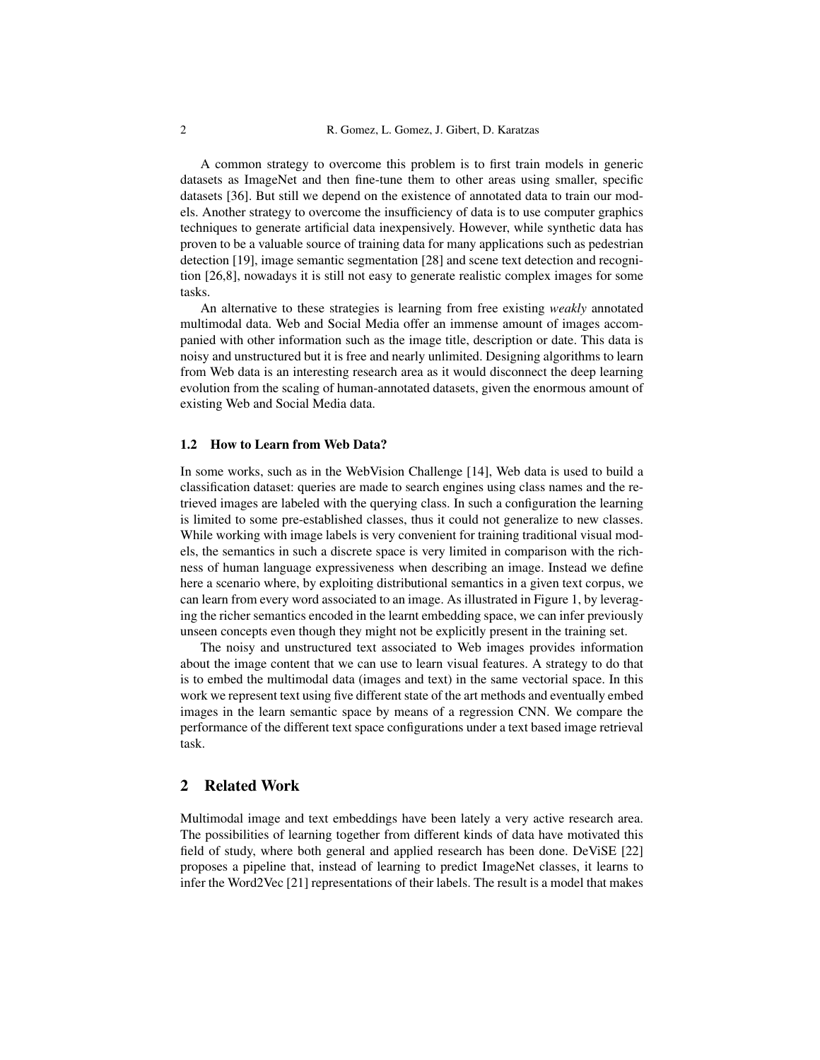A common strategy to overcome this problem is to first train models in generic datasets as ImageNet and then fine-tune them to other areas using smaller, specific datasets [36]. But still we depend on the existence of annotated data to train our models. Another strategy to overcome the insufficiency of data is to use computer graphics techniques to generate artificial data inexpensively. However, while synthetic data has proven to be a valuable source of training data for many applications such as pedestrian detection [19], image semantic segmentation [28] and scene text detection and recognition [26,8], nowadays it is still not easy to generate realistic complex images for some tasks.

An alternative to these strategies is learning from free existing *weakly* annotated multimodal data. Web and Social Media offer an immense amount of images accompanied with other information such as the image title, description or date. This data is noisy and unstructured but it is free and nearly unlimited. Designing algorithms to learn from Web data is an interesting research area as it would disconnect the deep learning evolution from the scaling of human-annotated datasets, given the enormous amount of existing Web and Social Media data.

### 1.2 How to Learn from Web Data?

In some works, such as in the WebVision Challenge [14], Web data is used to build a classification dataset: queries are made to search engines using class names and the retrieved images are labeled with the querying class. In such a configuration the learning is limited to some pre-established classes, thus it could not generalize to new classes. While working with image labels is very convenient for training traditional visual models, the semantics in such a discrete space is very limited in comparison with the richness of human language expressiveness when describing an image. Instead we define here a scenario where, by exploiting distributional semantics in a given text corpus, we can learn from every word associated to an image. As illustrated in Figure 1, by leveraging the richer semantics encoded in the learnt embedding space, we can infer previously unseen concepts even though they might not be explicitly present in the training set.

The noisy and unstructured text associated to Web images provides information about the image content that we can use to learn visual features. A strategy to do that is to embed the multimodal data (images and text) in the same vectorial space. In this work we represent text using five different state of the art methods and eventually embed images in the learn semantic space by means of a regression CNN. We compare the performance of the different text space configurations under a text based image retrieval task.

## 2 Related Work

Multimodal image and text embeddings have been lately a very active research area. The possibilities of learning together from different kinds of data have motivated this field of study, where both general and applied research has been done. DeViSE [22] proposes a pipeline that, instead of learning to predict ImageNet classes, it learns to infer the Word2Vec [21] representations of their labels. The result is a model that makes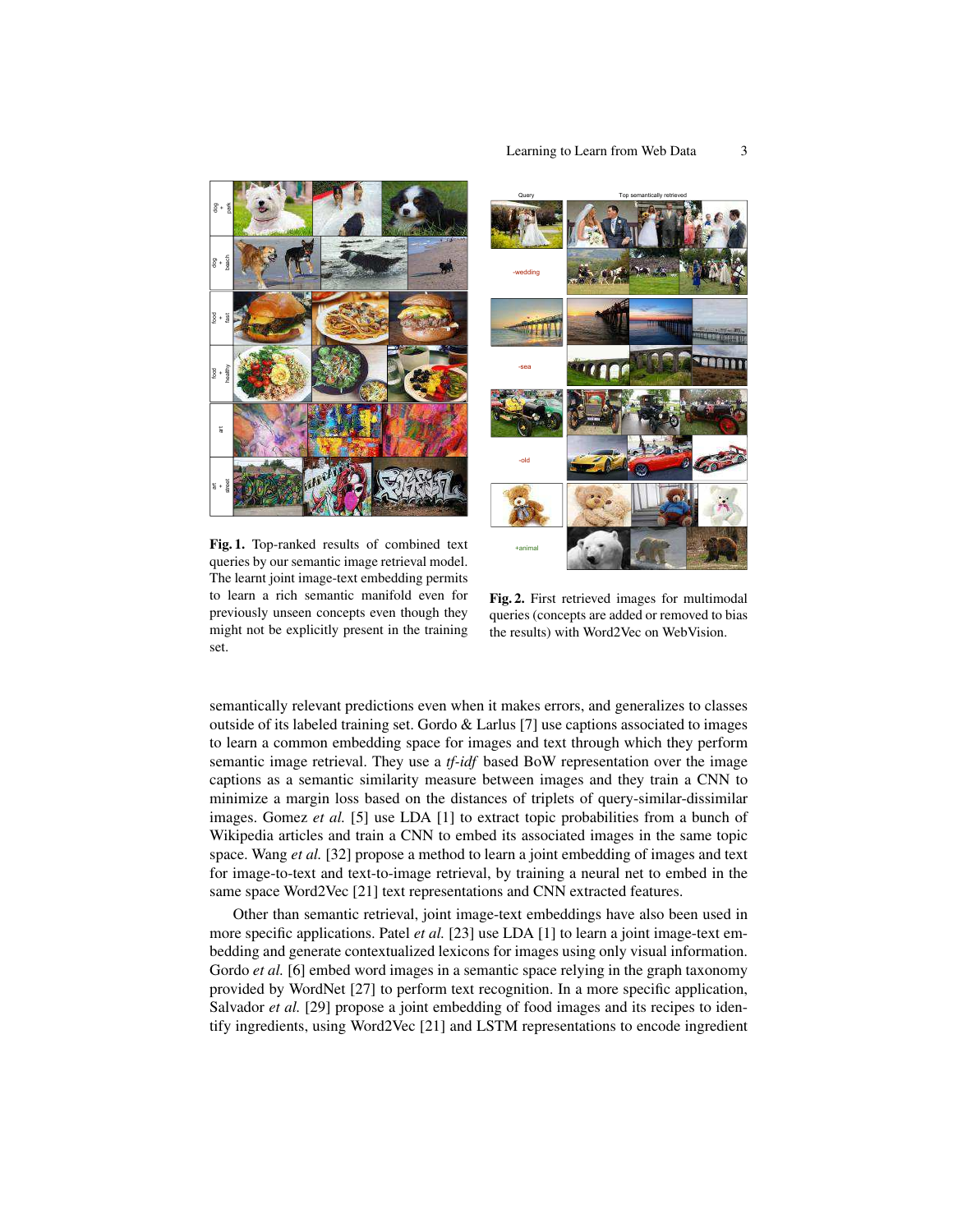Fig. 1. Top-ranked results of combined text queries by our semantic image retrieval model. The learnt joint image-text embedding permits to learn a rich semantic manifold even for previously unseen concepts even though they might not be explicitly present in the training set.

Fig. 2. First retrieved images for multimodal queries (concepts are added or removed to bias the results) with Word2Vec on WebVision.

semantically relevant predictions even when it makes errors, and generalizes to classes outside of its labeled training set. Gordo & Larlus [7] use captions associated to images to learn a common embedding space for images and text through which they perform semantic image retrieval. They use a *tf-idf* based BoW representation over the image captions as a semantic similarity measure between images and they train a CNN to minimize a margin loss based on the distances of triplets of query-similar-dissimilar images. Gomez *et al.* [5] use LDA [1] to extract topic probabilities from a bunch of Wikipedia articles and train a CNN to embed its associated images in the same topic space. Wang *et al.* [32] propose a method to learn a joint embedding of images and text for image-to-text and text-to-image retrieval, by training a neural net to embed in the same space Word2Vec [21] text representations and CNN extracted features.

Other than semantic retrieval, joint image-text embeddings have also been used in more specific applications. Patel *et al.* [23] use LDA [1] to learn a joint image-text embedding and generate contextualized lexicons for images using only visual information. Gordo *et al.* [6] embed word images in a semantic space relying in the graph taxonomy provided by WordNet [27] to perform text recognition. In a more specific application, Salvador *et al.* [29] propose a joint embedding of food images and its recipes to identify ingredients, using Word2Vec [21] and LSTM representations to encode ingredient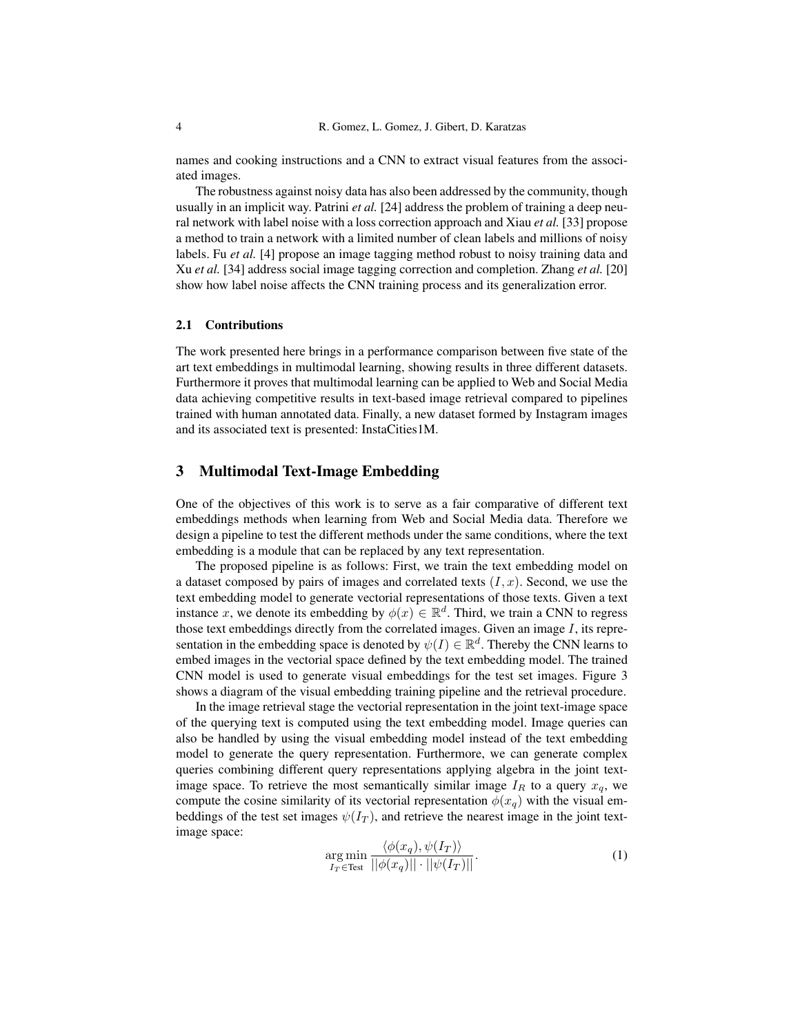names and cooking instructions and a CNN to extract visual features from the associated images.

The robustness against noisy data has also been addressed by the community, though usually in an implicit way. Patrini *et al.* [24] address the problem of training a deep neural network with label noise with a loss correction approach and Xiau *et al.* [33] propose a method to train a network with a limited number of clean labels and millions of noisy labels. Fu *et al.* [4] propose an image tagging method robust to noisy training data and Xu *et al.* [34] address social image tagging correction and completion. Zhang *et al.* [20] show how label noise affects the CNN training process and its generalization error.

### 2.1 Contributions

The work presented here brings in a performance comparison between five state of the art text embeddings in multimodal learning, showing results in three different datasets. Furthermore it proves that multimodal learning can be applied to Web and Social Media data achieving competitive results in text-based image retrieval compared to pipelines trained with human annotated data. Finally, a new dataset formed by Instagram images and its associated text is presented: InstaCities1M.

## 3 Multimodal Text-Image Embedding

One of the objectives of this work is to serve as a fair comparative of different text embeddings methods when learning from Web and Social Media data. Therefore we design a pipeline to test the different methods under the same conditions, where the text embedding is a module that can be replaced by any text representation.

The proposed pipeline is as follows: First, we train the text embedding model on a dataset composed by pairs of images and correlated texts $(I, x)$. Second, we use the text embedding model to generate vectorial representations of those texts. Given a text instance $x$, we denote its embedding by $\phi(x) \in \mathbb{R}^d$. Third, we train a CNN to regress those text embeddings directly from the correlated images. Given an image $I$, its representation in the embedding space is denoted by $\psi(I) \in \mathbb{R}^d$. Thereby the CNN learns to embed images in the vectorial space defined by the text embedding model. The trained CNN model is used to generate visual embeddings for the test set images. Figure 3 shows a diagram of the visual embedding training pipeline and the retrieval procedure.

In the image retrieval stage the vectorial representation in the joint text-image space of the querying text is computed using the text embedding model. Image queries can also be handled by using the visual embedding model instead of the text embedding model to generate the query representation. Furthermore, we can generate complex queries combining different query representations applying algebra in the joint text-image space. To retrieve the most semantically similar image $I_R$ to a query $x_q$, we compute the cosine similarity of its vectorial representation $\phi(x_q)$ with the visual embeddings of the test set images $\psi(I_T)$, and retrieve the nearest image in the joint text-image space:

$$\underset{I_T \in \text{Test}}{\arg\min} \frac{\langle \phi(x_q), \psi(I_T) \rangle}{||\phi(x_q)|| \cdot ||\psi(I_T)||}. \tag{1}$$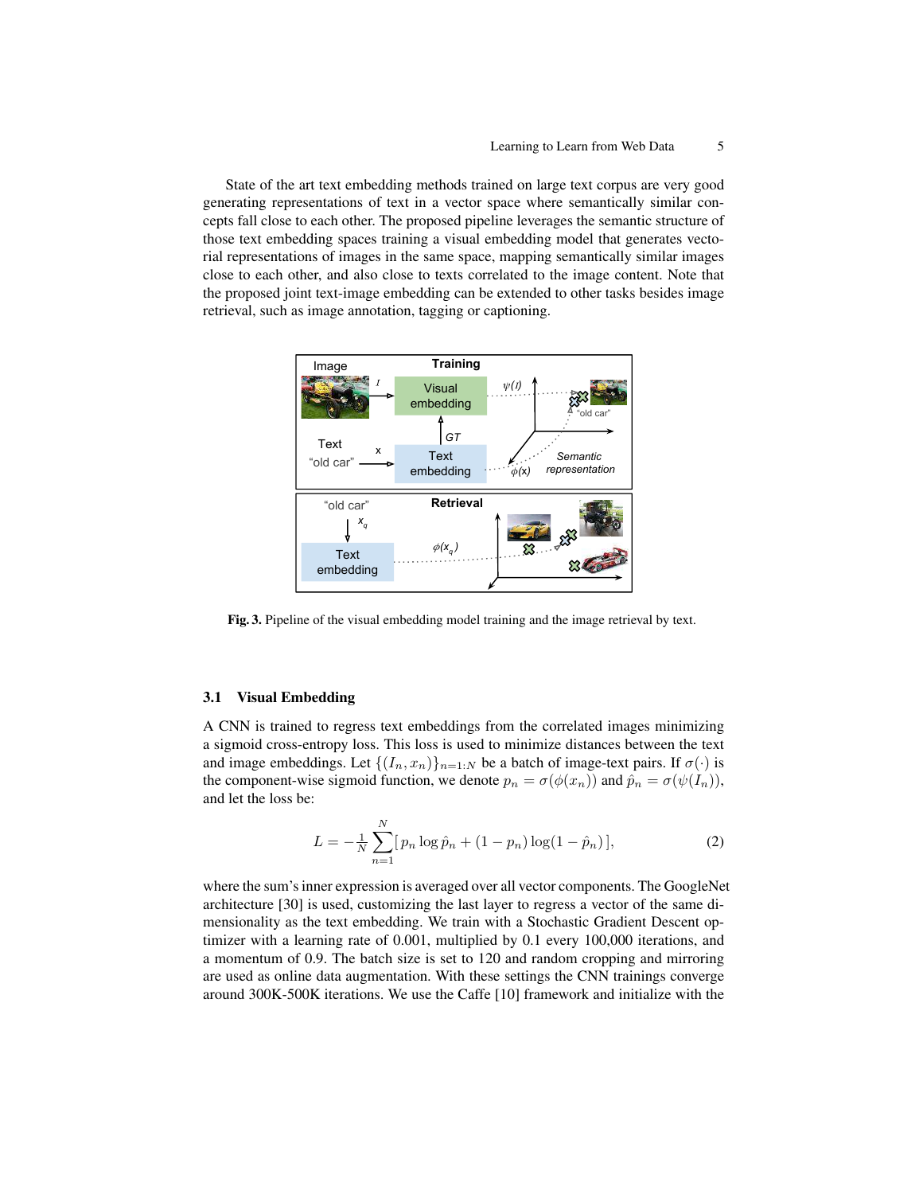State of the art text embedding methods trained on large text corpus are very good generating representations of text in a vector space where semantically similar concepts fall close to each other. The proposed pipeline leverages the semantic structure of those text embedding spaces training a visual embedding model that generates vectorial representations of images in the same space, mapping semantically similar images close to each other, and also close to texts correlated to the image content. Note that the proposed joint text-image embedding can be extended to other tasks besides image retrieval, such as image annotation, tagging or captioning.

**Fig. 3.** Pipeline of the visual embedding model training and the image retrieval by text.

### 3.1 Visual Embedding

A CNN is trained to regress text embeddings from the correlated images minimizing a sigmoid cross-entropy loss. This loss is used to minimize distances between the text and image embeddings. Let $\{(I_n, x_n)\}_{n=1:N}$ be a batch of image-text pairs. If $\sigma(\cdot)$ is the component-wise sigmoid function, we denote $p_n = \sigma(\phi(x_n))$ and $\hat{p}_n = \sigma(\psi(I_n))$, and let the loss be:

$$L = -\frac{1}{N}\sum_{n=1}^{N}[\, p_n \log \hat{p}_n + (1 - p_n)\log(1 - \hat{p}_n)\,], \tag{2}$$

where the sum's inner expression is averaged over all vector components. The GoogleNet architecture [30] is used, customizing the last layer to regress a vector of the same dimensionality as the text embedding. We train with a Stochastic Gradient Descent optimizer with a learning rate of 0.001, multiplied by 0.1 every 100,000 iterations, and a momentum of 0.9. The batch size is set to 120 and random cropping and mirroring are used as online data augmentation. With these settings the CNN trainings converge around 300K-500K iterations. We use the Caffe [10] framework and initialize with the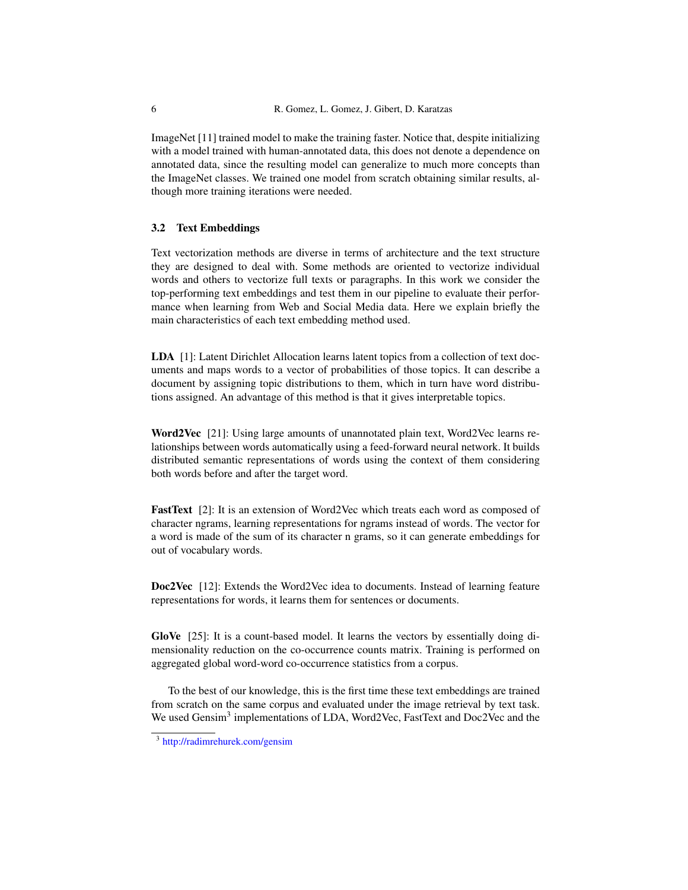ImageNet [11] trained model to make the training faster. Notice that, despite initializing with a model trained with human-annotated data, this does not denote a dependence on annotated data, since the resulting model can generalize to much more concepts than the ImageNet classes. We trained one model from scratch obtaining similar results, although more training iterations were needed.

### 3.2 Text Embeddings

Text vectorization methods are diverse in terms of architecture and the text structure they are designed to deal with. Some methods are oriented to vectorize individual words and others to vectorize full texts or paragraphs. In this work we consider the top-performing text embeddings and test them in our pipeline to evaluate their performance when learning from Web and Social Media data. Here we explain briefly the main characteristics of each text embedding method used.

**LDA** [1]: Latent Dirichlet Allocation learns latent topics from a collection of text documents and maps words to a vector of probabilities of those topics. It can describe a document by assigning topic distributions to them, which in turn have word distributions assigned. An advantage of this method is that it gives interpretable topics.

**Word2Vec** [21]: Using large amounts of unannotated plain text, Word2Vec learns relationships between words automatically using a feed-forward neural network. It builds distributed semantic representations of words using the context of them considering both words before and after the target word.

**FastText** [2]: It is an extension of Word2Vec which treats each word as composed of character ngrams, learning representations for ngrams instead of words. The vector for a word is made of the sum of its character n grams, so it can generate embeddings for out of vocabulary words.

**Doc2Vec** [12]: Extends the Word2Vec idea to documents. Instead of learning feature representations for words, it learns them for sentences or documents.

**GloVe** [25]: It is a count-based model. It learns the vectors by essentially doing dimensionality reduction on the co-occurrence counts matrix. Training is performed on aggregated global word-word co-occurrence statistics from a corpus.

To the best of our knowledge, this is the first time these text embeddings are trained from scratch on the same corpus and evaluated under the image retrieval by text task. We used Gensim[3] implementations of LDA, Word2Vec, FastText and Doc2Vec and the

[3] http://radimrehurek.com/gensim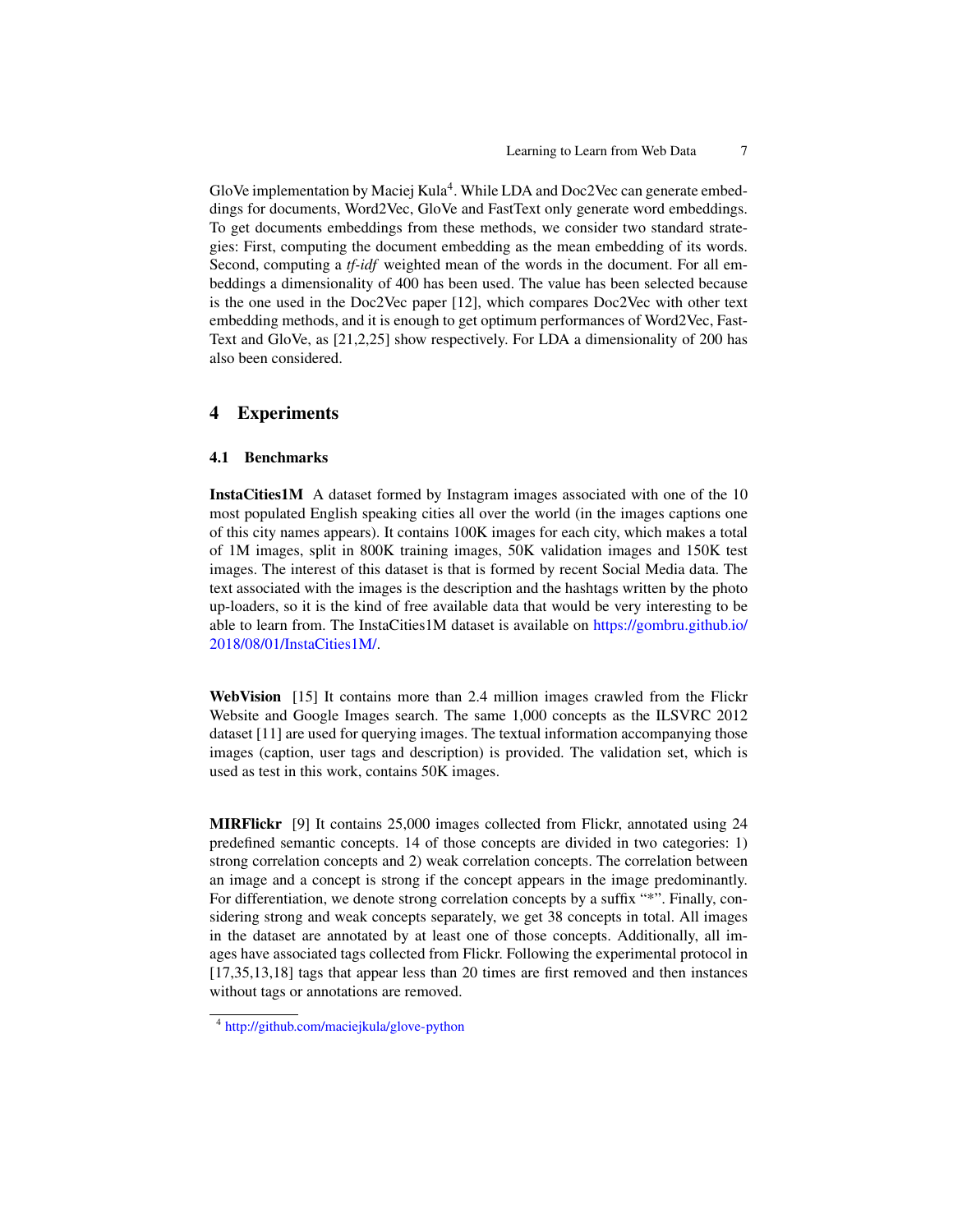GloVe implementation by Maciej Kula[4]. While LDA and Doc2Vec can generate embeddings for documents, Word2Vec, GloVe and FastText only generate word embeddings. To get documents embeddings from these methods, we consider two standard strategies: First, computing the document embedding as the mean embedding of its words. Second, computing a *tf-idf* weighted mean of the words in the document. For all embeddings a dimensionality of 400 has been used. The value has been selected because is the one used in the Doc2Vec paper [12], which compares Doc2Vec with other text embedding methods, and it is enough to get optimum performances of Word2Vec, FastText and GloVe, as [21,2,25] show respectively. For LDA a dimensionality of 200 has also been considered.

## 4 Experiments

### 4.1 Benchmarks

**InstaCities1M** A dataset formed by Instagram images associated with one of the 10 most populated English speaking cities all over the world (in the images captions one of this city names appears). It contains 100K images for each city, which makes a total of 1M images, split in 800K training images, 50K validation images and 150K test images. The interest of this dataset is that is formed by recent Social Media data. The text associated with the images is the description and the hashtags written by the photo up-loaders, so it is the kind of free available data that would be very interesting to be able to learn from. The InstaCities1M dataset is available on https://gombru.github.io/2018/08/01/InstaCities1M/.

**WebVision** [15] It contains more than 2.4 million images crawled from the Flickr Website and Google Images search. The same 1,000 concepts as the ILSVRC 2012 dataset [11] are used for querying images. The textual information accompanying those images (caption, user tags and description) is provided. The validation set, which is used as test in this work, contains 50K images.

**MIRFlickr** [9] It contains 25,000 images collected from Flickr, annotated using 24 predefined semantic concepts. 14 of those concepts are divided in two categories: 1) strong correlation concepts and 2) weak correlation concepts. The correlation between an image and a concept is strong if the concept appears in the image predominantly. For differentiation, we denote strong correlation concepts by a suffix "*". Finally, considering strong and weak concepts separately, we get 38 concepts in total. All images in the dataset are annotated by at least one of those concepts. Additionally, all images have associated tags collected from Flickr. Following the experimental protocol in [17,35,13,18] tags that appear less than 20 times are first removed and then instances without tags or annotations are removed.

[4] http://github.com/maciejkula/glove-python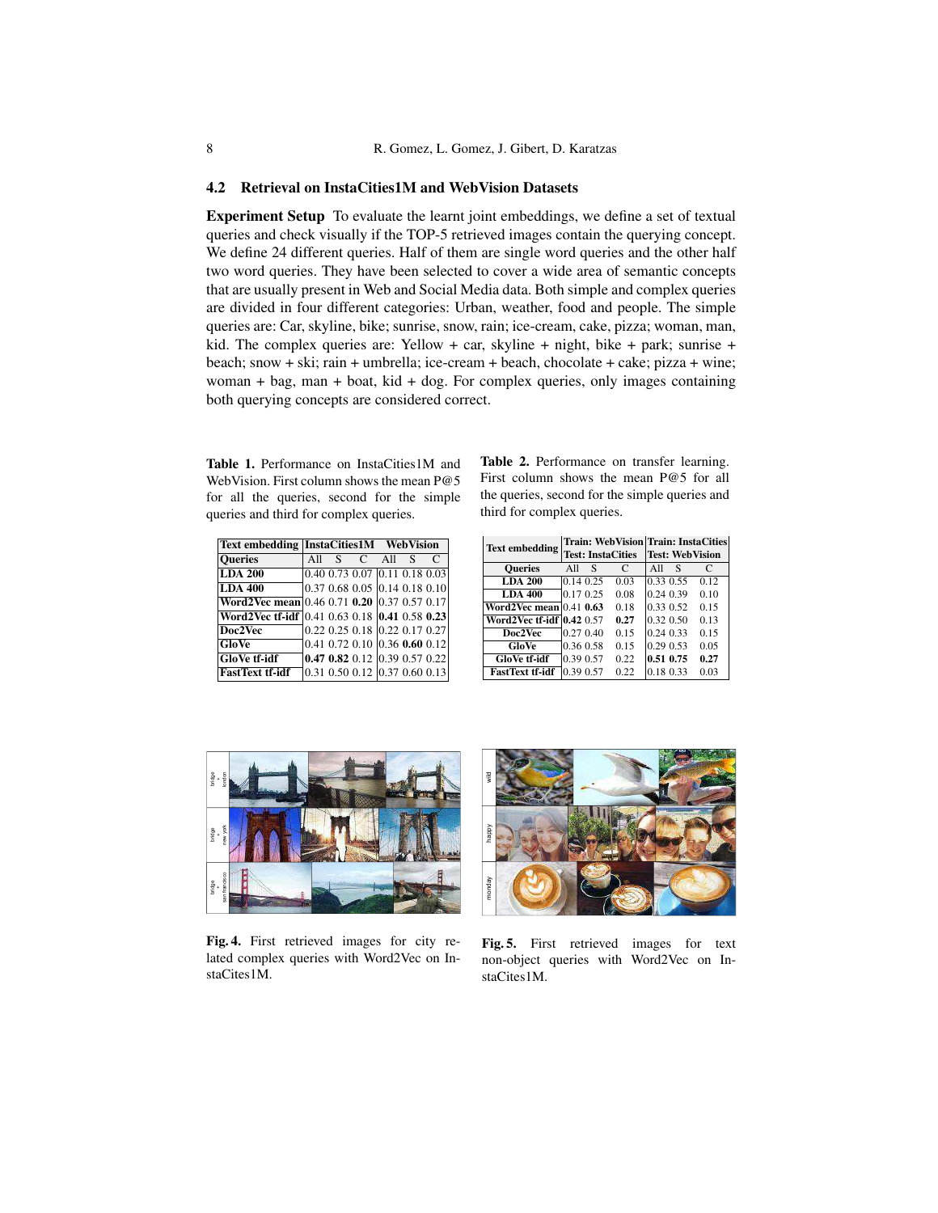### 4.2 Retrieval on InstaCities1M and WebVision Datasets

**Experiment Setup** To evaluate the learnt joint embeddings, we define a set of textual queries and check visually if the TOP-5 retrieved images contain the querying concept. We define 24 different queries. Half of them are single word queries and the other half two word queries. They have been selected to cover a wide area of semantic concepts that are usually present in Web and Social Media data. Both simple and complex queries are divided in four different categories: Urban, weather, food and people. The simple queries are: Car, skyline, bike; sunrise, snow, rain; ice-cream, cake, pizza; woman, man, kid. The complex queries are: Yellow + car, skyline + night, bike + park; sunrise + beach; snow + ski; rain + umbrella; ice-cream + beach, chocolate + cake; pizza + wine; woman + bag, man + boat, kid + dog. For complex queries, only images containing both querying concepts are considered correct.

**Table 1.** Performance on InstaCities1M and WebVision. First column shows the mean P@5 for all the queries, second for the simple queries and third for complex queries.

| Text embedding | InstaCities1M | | | WebVision | | |
|---|---|---|---|---|---|---|
| Queries | All | S | C | All | S | C |
| **LDA 200** | 0.40 | 0.73 | 0.07 | 0.11 | 0.18 | 0.03 |
| **LDA 400** | 0.37 | 0.68 | 0.05 | 0.14 | 0.18 | 0.10 |
| **Word2Vec mean** | 0.46 | 0.71 | **0.20** | 0.37 | 0.57 | 0.17 |
| **Word2Vec tf-idf** | 0.41 | 0.63 | 0.18 | **0.41** | 0.58 | **0.23** |
| **Doc2Vec** | 0.22 | 0.25 | 0.18 | 0.22 | 0.17 | 0.27 |
| **GloVe** | 0.41 | 0.72 | 0.10 | 0.36 | **0.60** | 0.12 |
| **GloVe tf-idf** | **0.47** | **0.82** | 0.12 | 0.39 | 0.57 | 0.22 |
| **FastText tf-idf** | 0.31 | 0.50 | 0.12 | 0.37 | 0.60 | 0.13 |

**Table 2.** Performance on transfer learning. First column shows the mean P@5 for all the queries, second for the simple queries and third for complex queries.

| Text embedding | Train: WebVision Test: InstaCities | | | Train: InstaCities Test: WebVision | | |
|---|---|---|---|---|---|---|
| Queries | All | S | C | All | S | C |
| **LDA 200** | 0.14 | 0.25 | 0.03 | 0.33 | 0.55 | 0.12 |
| **LDA 400** | 0.17 | 0.25 | 0.08 | 0.24 | 0.39 | 0.10 |
| **Word2Vec mean** | 0.41 | **0.63** | 0.18 | 0.33 | 0.52 | 0.15 |
| **Word2Vec tf-idf** | **0.42** | 0.57 | **0.27** | 0.32 | 0.50 | 0.13 |
| **Doc2Vec** | 0.27 | 0.40 | 0.15 | 0.24 | 0.33 | 0.15 |
| **GloVe** | 0.36 | 0.58 | 0.15 | 0.29 | 0.53 | 0.05 |
| **GloVe tf-idf** | 0.39 | 0.57 | 0.22 | **0.51** | **0.75** | **0.27** |
| **FastText tf-idf** | 0.39 | 0.57 | 0.22 | 0.18 | 0.33 | 0.03 |

**Fig. 4.** First retrieved images for city related complex queries with Word2Vec on InstaCites1M.

**Fig. 5.** First retrieved images for text non-object queries with Word2Vec on InstaCites1M.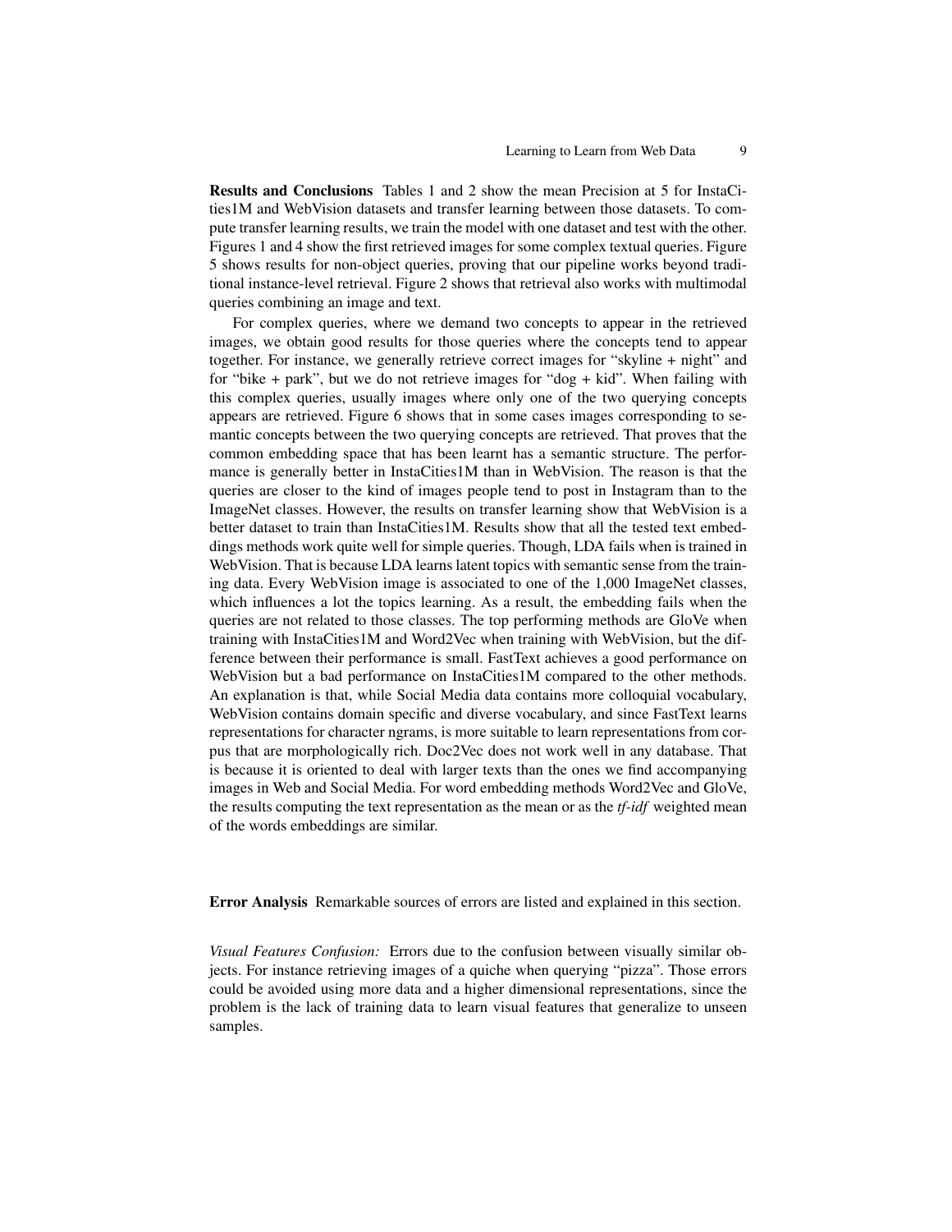**Results and Conclusions** Tables 1 and 2 show the mean Precision at 5 for InstaCities1M and WebVision datasets and transfer learning between those datasets. To compute transfer learning results, we train the model with one dataset and test with the other. Figures 1 and 4 show the first retrieved images for some complex textual queries. Figure 5 shows results for non-object queries, proving that our pipeline works beyond traditional instance-level retrieval. Figure 2 shows that retrieval also works with multimodal queries combining an image and text.

For complex queries, where we demand two concepts to appear in the retrieved images, we obtain good results for those queries where the concepts tend to appear together. For instance, we generally retrieve correct images for "skyline + night" and for "bike + park", but we do not retrieve images for "dog + kid". When failing with this complex queries, usually images where only one of the two querying concepts appears are retrieved. Figure 6 shows that in some cases images corresponding to semantic concepts between the two querying concepts are retrieved. That proves that the common embedding space that has been learnt has a semantic structure. The performance is generally better in InstaCities1M than in WebVision. The reason is that the queries are closer to the kind of images people tend to post in Instagram than to the ImageNet classes. However, the results on transfer learning show that WebVision is a better dataset to train than InstaCities1M. Results show that all the tested text embeddings methods work quite well for simple queries. Though, LDA fails when is trained in WebVision. That is because LDA learns latent topics with semantic sense from the training data. Every WebVision image is associated to one of the 1,000 ImageNet classes, which influences a lot the topics learning. As a result, the embedding fails when the queries are not related to those classes. The top performing methods are GloVe when training with InstaCities1M and Word2Vec when training with WebVision, but the difference between their performance is small. FastText achieves a good performance on WebVision but a bad performance on InstaCities1M compared to the other methods. An explanation is that, while Social Media data contains more colloquial vocabulary, WebVision contains domain specific and diverse vocabulary, and since FastText learns representations for character ngrams, is more suitable to learn representations from corpus that are morphologically rich. Doc2Vec does not work well in any database. That is because it is oriented to deal with larger texts than the ones we find accompanying images in Web and Social Media. For word embedding methods Word2Vec and GloVe, the results computing the text representation as the mean or as the *tf-idf* weighted mean of the words embeddings are similar.

**Error Analysis** Remarkable sources of errors are listed and explained in this section.

*Visual Features Confusion:* Errors due to the confusion between visually similar objects. For instance retrieving images of a quiche when querying "pizza". Those errors could be avoided using more data and a higher dimensional representations, since the problem is the lack of training data to learn visual features that generalize to unseen samples.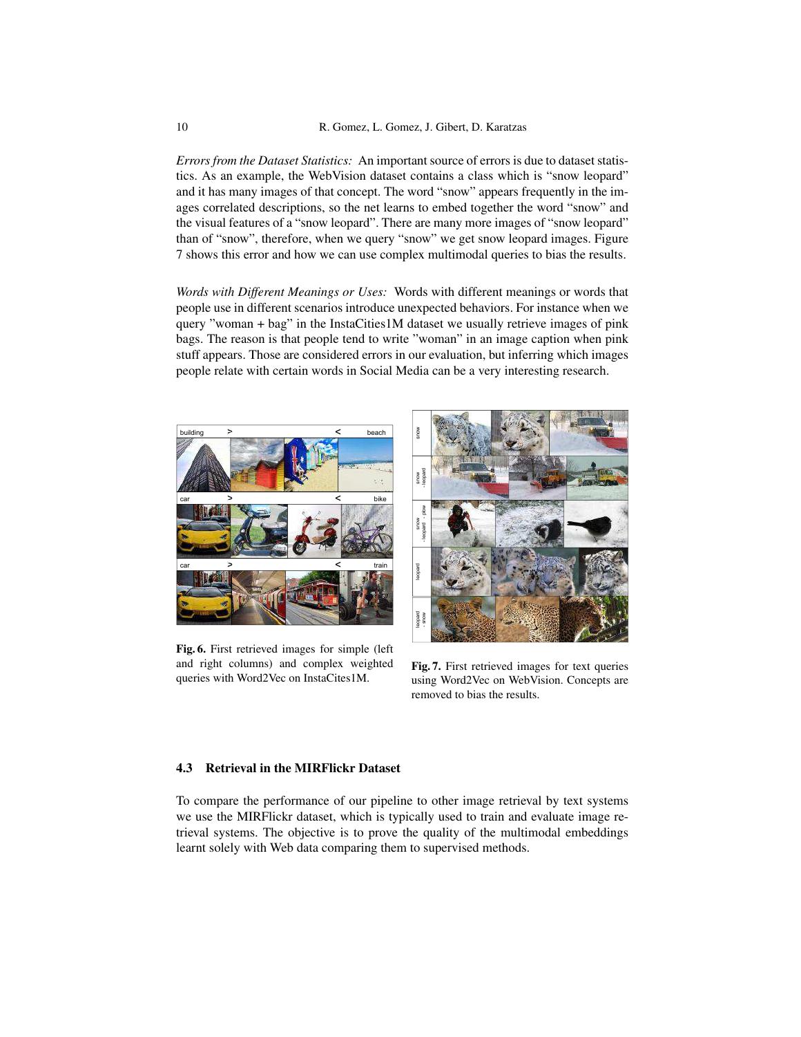*Errors from the Dataset Statistics:* An important source of errors is due to dataset statistics. As an example, the WebVision dataset contains a class which is "snow leopard" and it has many images of that concept. The word "snow" appears frequently in the images correlated descriptions, so the net learns to embed together the word "snow" and the visual features of a "snow leopard". There are many more images of "snow leopard" than of "snow", therefore, when we query "snow" we get snow leopard images. Figure 7 shows this error and how we can use complex multimodal queries to bias the results.

*Words with Different Meanings or Uses:* Words with different meanings or words that people use in different scenarios introduce unexpected behaviors. For instance when we query "woman + bag" in the InstaCities1M dataset we usually retrieve images of pink bags. The reason is that people tend to write "woman" in an image caption when pink stuff appears. Those are considered errors in our evaluation, but inferring which images people relate with certain words in Social Media can be a very interesting research.

**Fig. 6.** First retrieved images for simple (left and right columns) and complex weighted queries with Word2Vec on InstaCites1M.

**Fig. 7.** First retrieved images for text queries using Word2Vec on WebVision. Concepts are removed to bias the results.

### 4.3 Retrieval in the MIRFlickr Dataset

To compare the performance of our pipeline to other image retrieval by text systems we use the MIRFlickr dataset, which is typically used to train and evaluate image retrieval systems. The objective is to prove the quality of the multimodal embeddings learnt solely with Web data comparing them to supervised methods.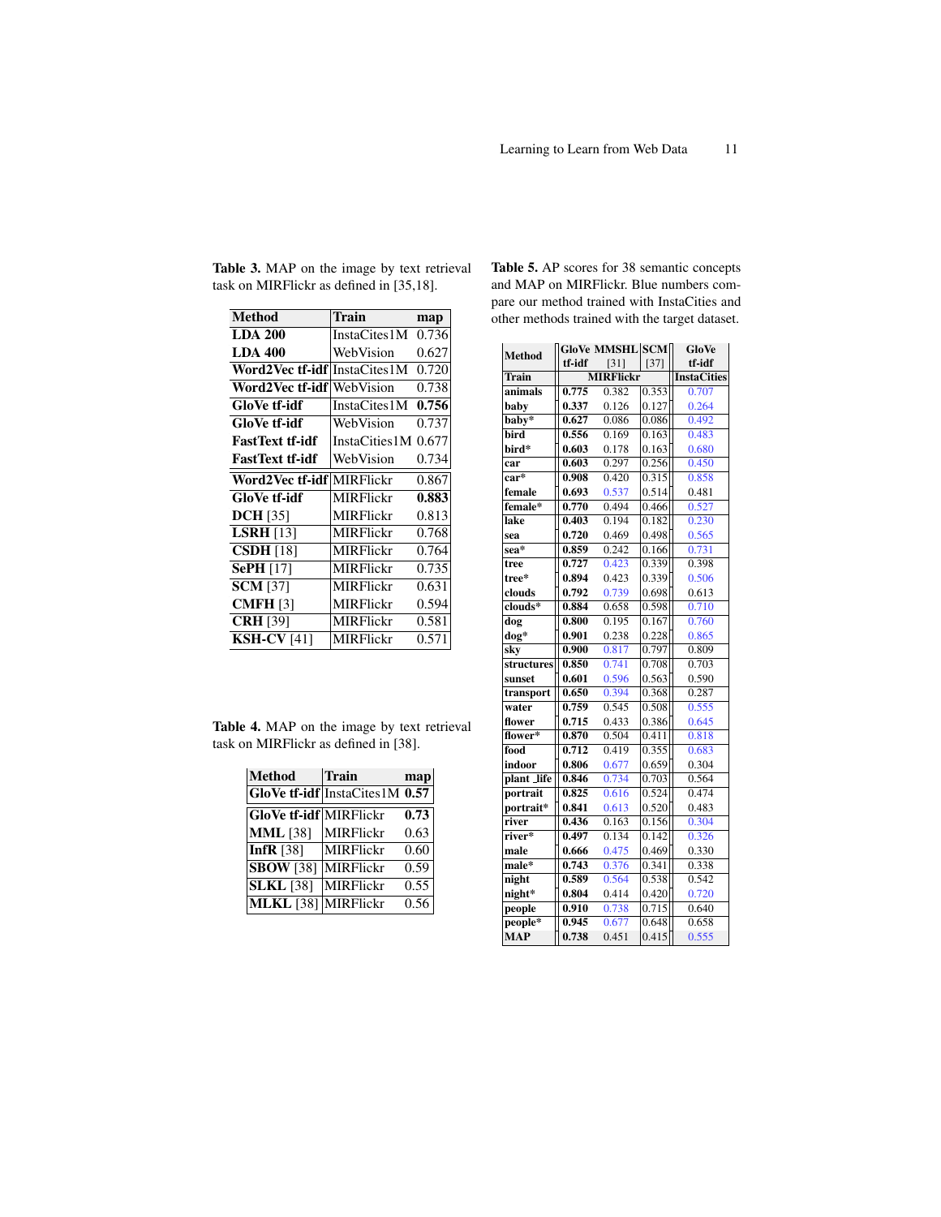**Table 3.** MAP on the image by text retrieval task on MIRFlickr as defined in [35,18].

| Method | Train | map |
|---|---|---|
| **LDA 200** | InstaCites1M | 0.736 |
| **LDA 400** | WebVision | 0.627 |
| **Word2Vec tf-idf** | InstaCites1M | 0.720 |
| **Word2Vec tf-idf** | WebVision | 0.738 |
| **GloVe tf-idf** | InstaCites1M | **0.756** |
| **GloVe tf-idf** | WebVision | 0.737 |
| **FastText tf-idf** | InstaCities1M | 0.677 |
| **FastText tf-idf** | WebVision | 0.734 |
| **Word2Vec tf-idf** | MIRFlickr | 0.867 |
| **GloVe tf-idf** | MIRFlickr | **0.883** |
| **DCH** [35] | MIRFlickr | 0.813 |
| **LSRH** [13] | MIRFlickr | 0.768 |
| **CSDH** [18] | MIRFlickr | 0.764 |
| **SePH** [17] | MIRFlickr | 0.735 |
| **SCM** [37] | MIRFlickr | 0.631 |
| **CMFH** [3] | MIRFlickr | 0.594 |
| **CRH** [39] | MIRFlickr | 0.581 |
| **KSH-CV** [41] | MIRFlickr | 0.571 |

**Table 4.** MAP on the image by text retrieval task on MIRFlickr as defined in [38].

| Method | Train | map |
|---|---|---|
| **GloVe tf-idf** | InstaCites1M | **0.57** |
| **GloVe tf-idf** | MIRFlickr | **0.73** |
| **MML** [38] | MIRFlickr | 0.63 |
| **InfR** [38] | MIRFlickr | 0.60 |
| **SBOW** [38] | MIRFlickr | 0.59 |
| **SLKL** [38] | MIRFlickr | 0.55 |
| **MLKL** [38] | MIRFlickr | 0.56 |

**Table 5.** AP scores for 38 semantic concepts and MAP on MIRFlickr. Blue numbers compare our method trained with InstaCities and other methods trained with the target dataset.

| Method | GloVe tf-idf | MMSHL [31] | SCM [37] | GloVe tf-idf |
|---|---|---|---|---|
| **Train** | MIRFlickr | | | InstaCities |
| **animals** | **0.775** | 0.382 | 0.353 | 0.707 |
| **baby** | **0.337** | 0.126 | 0.127 | 0.264 |
| **baby*** | **0.627** | 0.086 | 0.086 | 0.492 |
| **bird** | **0.556** | 0.169 | 0.163 | 0.483 |
| **bird*** | **0.603** | 0.178 | 0.163 | 0.680 |
| **car** | **0.603** | 0.297 | 0.256 | 0.450 |
| **car*** | **0.908** | 0.420 | 0.315 | 0.858 |
| **female** | **0.693** | 0.537 | 0.514 | 0.481 |
| **female*** | **0.770** | 0.494 | 0.466 | 0.527 |
| **lake** | **0.403** | 0.194 | 0.182 | 0.230 |
| **sea** | **0.720** | 0.469 | 0.498 | 0.565 |
| **sea*** | **0.859** | 0.242 | 0.166 | 0.731 |
| **tree** | **0.727** | 0.423 | 0.339 | 0.398 |
| **tree*** | **0.894** | 0.423 | 0.339 | 0.506 |
| **clouds** | **0.792** | 0.739 | 0.698 | 0.613 |
| **clouds*** | **0.884** | 0.658 | 0.598 | 0.710 |
| **dog** | **0.800** | 0.195 | 0.167 | 0.760 |
| **dog*** | **0.901** | 0.238 | 0.228 | 0.865 |
| **sky** | **0.900** | 0.817 | 0.797 | 0.809 |
| **structures** | **0.850** | 0.741 | 0.708 | 0.703 |
| **sunset** | **0.601** | 0.596 | 0.563 | 0.590 |
| **transport** | **0.650** | 0.394 | 0.368 | 0.287 |
| **water** | **0.759** | 0.545 | 0.508 | 0.555 |
| **flower** | **0.715** | 0.433 | 0.386 | 0.645 |
| **flower*** | **0.870** | 0.504 | 0.411 | 0.818 |
| **food** | **0.712** | 0.419 | 0.355 | 0.683 |
| **indoor** | **0.806** | 0.677 | 0.659 | 0.304 |
| **plant_life** | **0.846** | 0.734 | 0.703 | 0.564 |
| **portrait** | **0.825** | 0.616 | 0.524 | 0.474 |
| **portrait*** | **0.841** | 0.613 | 0.520 | 0.483 |
| **river** | **0.436** | 0.163 | 0.156 | 0.304 |
| **river*** | **0.497** | 0.134 | 0.142 | 0.326 |
| **male** | **0.666** | 0.475 | 0.469 | 0.330 |
| **male*** | **0.743** | 0.376 | 0.341 | 0.338 |
| **night** | **0.589** | 0.564 | 0.538 | 0.542 |
| **night*** | **0.804** | 0.414 | 0.420 | 0.720 |
| **people** | **0.910** | 0.738 | 0.715 | 0.640 |
| **people*** | **0.945** | 0.677 | 0.648 | 0.658 |
| **MAP** | **0.738** | 0.451 | 0.415 | 0.555 |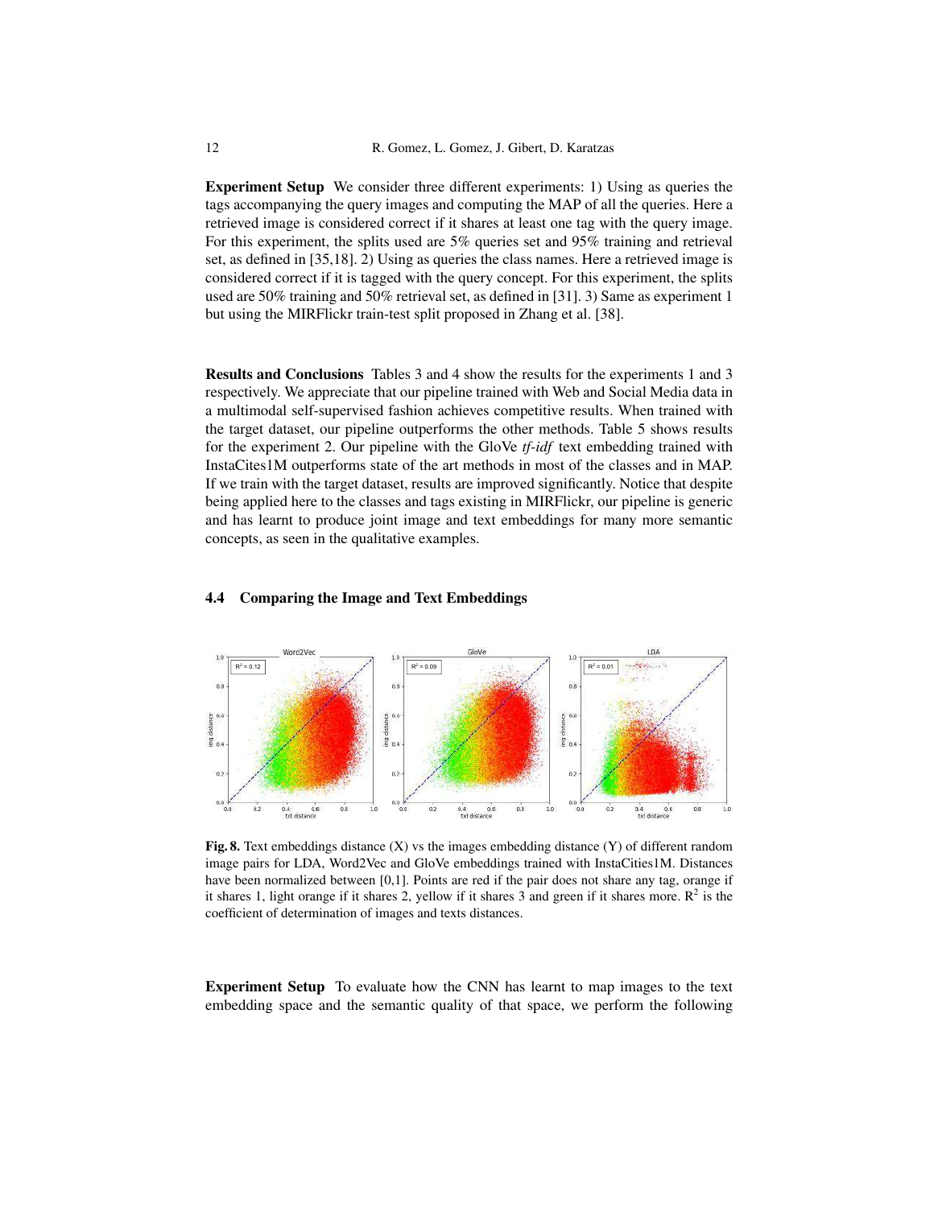**Experiment Setup** We consider three different experiments: 1) Using as queries the tags accompanying the query images and computing the MAP of all the queries. Here a retrieved image is considered correct if it shares at least one tag with the query image. For this experiment, the splits used are 5% queries set and 95% training and retrieval set, as defined in [35,18]. 2) Using as queries the class names. Here a retrieved image is considered correct if it is tagged with the query concept. For this experiment, the splits used are 50% training and 50% retrieval set, as defined in [31]. 3) Same as experiment 1 but using the MIRFlickr train-test split proposed in Zhang et al. [38].

**Results and Conclusions** Tables 3 and 4 show the results for the experiments 1 and 3 respectively. We appreciate that our pipeline trained with Web and Social Media data in a multimodal self-supervised fashion achieves competitive results. When trained with the target dataset, our pipeline outperforms the other methods. Table 5 shows results for the experiment 2. Our pipeline with the GloVe *tf-idf* text embedding trained with InstaCites1M outperforms state of the art methods in most of the classes and in MAP. If we train with the target dataset, results are improved significantly. Notice that despite being applied here to the classes and tags existing in MIRFlickr, our pipeline is generic and has learnt to produce joint image and text embeddings for many more semantic concepts, as seen in the qualitative examples.

### 4.4 Comparing the Image and Text Embeddings

**Fig. 8.** Text embeddings distance (X) vs the images embedding distance (Y) of different random image pairs for LDA, Word2Vec and GloVe embeddings trained with InstaCities1M. Distances have been normalized between [0,1]. Points are red if the pair does not share any tag, orange if it shares 1, light orange if it shares 2, yellow if it shares 3 and green if it shares more. $R^2$ is the coefficient of determination of images and texts distances.

**Experiment Setup** To evaluate how the CNN has learnt to map images to the text embedding space and the semantic quality of that space, we perform the following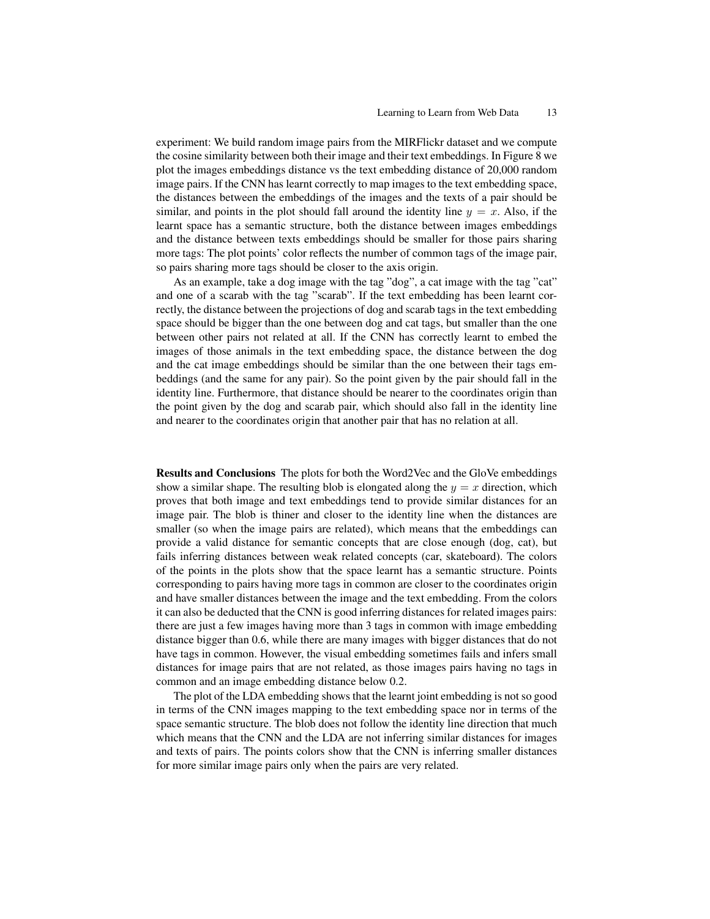experiment: We build random image pairs from the MIRFlickr dataset and we compute the cosine similarity between both their image and their text embeddings. In Figure 8 we plot the images embeddings distance vs the text embedding distance of 20,000 random image pairs. If the CNN has learnt correctly to map images to the text embedding space, the distances between the embeddings of the images and the texts of a pair should be similar, and points in the plot should fall around the identity line $y = x$. Also, if the learnt space has a semantic structure, both the distance between images embeddings and the distance between texts embeddings should be smaller for those pairs sharing more tags: The plot points' color reflects the number of common tags of the image pair, so pairs sharing more tags should be closer to the axis origin.

As an example, take a dog image with the tag "dog", a cat image with the tag "cat" and one of a scarab with the tag "scarab". If the text embedding has been learnt correctly, the distance between the projections of dog and scarab tags in the text embedding space should be bigger than the one between dog and cat tags, but smaller than the one between other pairs not related at all. If the CNN has correctly learnt to embed the images of those animals in the text embedding space, the distance between the dog and the cat image embeddings should be similar than the one between their tags embeddings (and the same for any pair). So the point given by the pair should fall in the identity line. Furthermore, that distance should be nearer to the coordinates origin than the point given by the dog and scarab pair, which should also fall in the identity line and nearer to the coordinates origin that another pair that has no relation at all.

**Results and Conclusions** The plots for both the Word2Vec and the GloVe embeddings show a similar shape. The resulting blob is elongated along the $y = x$ direction, which proves that both image and text embeddings tend to provide similar distances for an image pair. The blob is thiner and closer to the identity line when the distances are smaller (so when the image pairs are related), which means that the embeddings can provide a valid distance for semantic concepts that are close enough (dog, cat), but fails inferring distances between weak related concepts (car, skateboard). The colors of the points in the plots show that the space learnt has a semantic structure. Points corresponding to pairs having more tags in common are closer to the coordinates origin and have smaller distances between the image and the text embedding. From the colors it can also be deducted that the CNN is good inferring distances for related images pairs: there are just a few images having more than 3 tags in common with image embedding distance bigger than 0.6, while there are many images with bigger distances that do not have tags in common. However, the visual embedding sometimes fails and infers small distances for image pairs that are not related, as those images pairs having no tags in common and an image embedding distance below 0.2.

The plot of the LDA embedding shows that the learnt joint embedding is not so good in terms of the CNN images mapping to the text embedding space nor in terms of the space semantic structure. The blob does not follow the identity line direction that much which means that the CNN and the LDA are not inferring similar distances for images and texts of pairs. The points colors show that the CNN is inferring smaller distances for more similar image pairs only when the pairs are very related.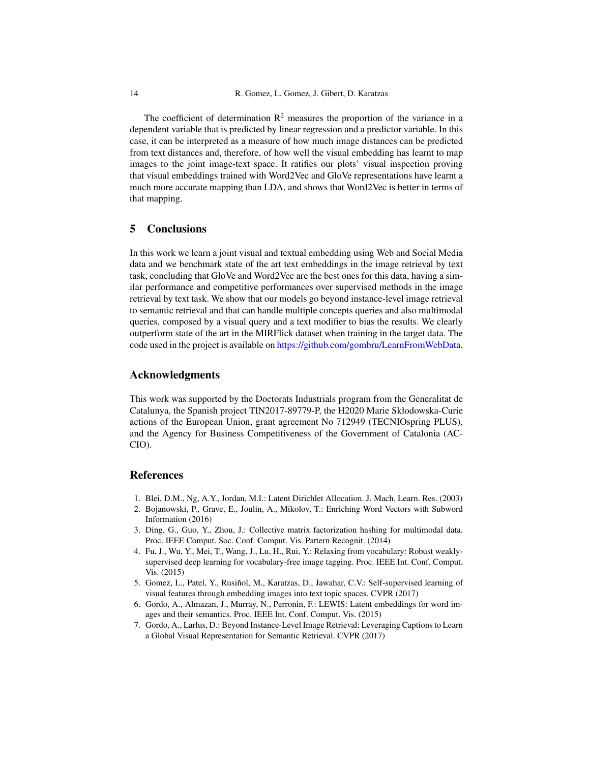The coefficient of determination $R^2$ measures the proportion of the variance in a dependent variable that is predicted by linear regression and a predictor variable. In this case, it can be interpreted as a measure of how much image distances can be predicted from text distances and, therefore, of how well the visual embedding has learnt to map images to the joint image-text space. It ratifies our plots' visual inspection proving that visual embeddings trained with Word2Vec and GloVe representations have learnt a much more accurate mapping than LDA, and shows that Word2Vec is better in terms of that mapping.

## 5 Conclusions

In this work we learn a joint visual and textual embedding using Web and Social Media data and we benchmark state of the art text embeddings in the image retrieval by text task, concluding that GloVe and Word2Vec are the best ones for this data, having a similar performance and competitive performances over supervised methods in the image retrieval by text task. We show that our models go beyond instance-level image retrieval to semantic retrieval and that can handle multiple concepts queries and also multimodal queries, composed by a visual query and a text modifier to bias the results. We clearly outperform state of the art in the MIRFlick dataset when training in the target data. The code used in the project is available on https://github.com/gombru/LearnFromWebData.

## Acknowledgments

This work was supported by the Doctorats Industrials program from the Generalitat de Catalunya, the Spanish project TIN2017-89779-P, the H2020 Marie Skłodowska-Curie actions of the European Union, grant agreement No 712949 (TECNIOspring PLUS), and the Agency for Business Competitiveness of the Government of Catalonia (ACCIO).

## References

1. Blei, D.M., Ng, A.Y., Jordan, M.I.: Latent Dirichlet Allocation. J. Mach. Learn. Res. (2003)
2. Bojanowski, P., Grave, E., Joulin, A., Mikolov, T.: Enriching Word Vectors with Subword Information (2016)
3. Ding, G., Guo, Y., Zhou, J.: Collective matrix factorization hashing for multimodal data. Proc. IEEE Comput. Soc. Conf. Comput. Vis. Pattern Recognit. (2014)
4. Fu, J., Wu, Y., Mei, T., Wang, J., Lu, H., Rui, Y.: Relaxing from vocabulary: Robust weakly-supervised deep learning for vocabulary-free image tagging. Proc. IEEE Int. Conf. Comput. Vis. (2015)
5. Gomez, L., Patel, Y., Rusiñol, M., Karatzas, D., Jawahar, C.V.: Self-supervised learning of visual features through embedding images into text topic spaces. CVPR (2017)
6. Gordo, A., Almazan, J., Murray, N., Perronin, F.: LEWIS: Latent embeddings for word images and their semantics. Proc. IEEE Int. Conf. Comput. Vis. (2015)
7. Gordo, A., Larlus, D.: Beyond Instance-Level Image Retrieval: Leveraging Captions to Learn a Global Visual Representation for Semantic Retrieval. CVPR (2017)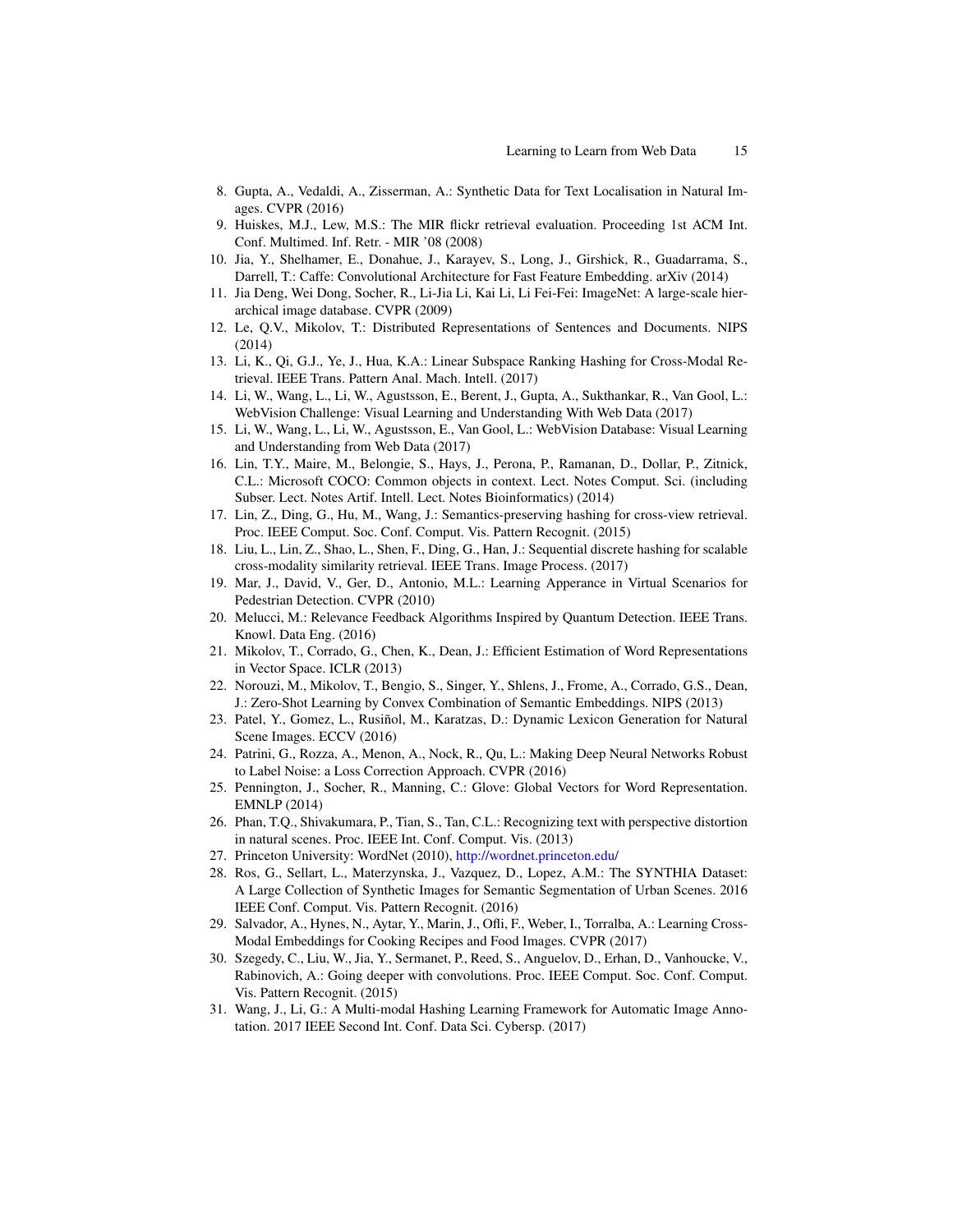8. Gupta, A., Vedaldi, A., Zisserman, A.: Synthetic Data for Text Localisation in Natural Images. CVPR (2016)
9. Huiskes, M.J., Lew, M.S.: The MIR flickr retrieval evaluation. Proceeding 1st ACM Int. Conf. Multimed. Inf. Retr. - MIR '08 (2008)
10. Jia, Y., Shelhamer, E., Donahue, J., Karayev, S., Long, J., Girshick, R., Guadarrama, S., Darrell, T.: Caffe: Convolutional Architecture for Fast Feature Embedding. arXiv (2014)
11. Jia Deng, Wei Dong, Socher, R., Li-Jia Li, Kai Li, Li Fei-Fei: ImageNet: A large-scale hierarchical image database. CVPR (2009)
12. Le, Q.V., Mikolov, T.: Distributed Representations of Sentences and Documents. NIPS (2014)
13. Li, K., Qi, G.J., Ye, J., Hua, K.A.: Linear Subspace Ranking Hashing for Cross-Modal Retrieval. IEEE Trans. Pattern Anal. Mach. Intell. (2017)
14. Li, W., Wang, L., Li, W., Agustsson, E., Berent, J., Gupta, A., Sukthankar, R., Van Gool, L.: WebVision Challenge: Visual Learning and Understanding With Web Data (2017)
15. Li, W., Wang, L., Li, W., Agustsson, E., Van Gool, L.: WebVision Database: Visual Learning and Understanding from Web Data (2017)
16. Lin, T.Y., Maire, M., Belongie, S., Hays, J., Perona, P., Ramanan, D., Dollar, P., Zitnick, C.L.: Microsoft COCO: Common objects in context. Lect. Notes Comput. Sci. (including Subser. Lect. Notes Artif. Intell. Lect. Notes Bioinformatics) (2014)
17. Lin, Z., Ding, G., Hu, M., Wang, J.: Semantics-preserving hashing for cross-view retrieval. Proc. IEEE Comput. Soc. Conf. Comput. Vis. Pattern Recognit. (2015)
18. Liu, L., Lin, Z., Shao, L., Shen, F., Ding, G., Han, J.: Sequential discrete hashing for scalable cross-modality similarity retrieval. IEEE Trans. Image Process. (2017)
19. Mar, J., David, V., Ger, D., Antonio, M.L.: Learning Apperance in Virtual Scenarios for Pedestrian Detection. CVPR (2010)
20. Melucci, M.: Relevance Feedback Algorithms Inspired by Quantum Detection. IEEE Trans. Knowl. Data Eng. (2016)
21. Mikolov, T., Corrado, G., Chen, K., Dean, J.: Efficient Estimation of Word Representations in Vector Space. ICLR (2013)
22. Norouzi, M., Mikolov, T., Bengio, S., Singer, Y., Shlens, J., Frome, A., Corrado, G.S., Dean, J.: Zero-Shot Learning by Convex Combination of Semantic Embeddings. NIPS (2013)
23. Patel, Y., Gomez, L., Rusiñol, M., Karatzas, D.: Dynamic Lexicon Generation for Natural Scene Images. ECCV (2016)
24. Patrini, G., Rozza, A., Menon, A., Nock, R., Qu, L.: Making Deep Neural Networks Robust to Label Noise: a Loss Correction Approach. CVPR (2016)
25. Pennington, J., Socher, R., Manning, C.: Glove: Global Vectors for Word Representation. EMNLP (2014)
26. Phan, T.Q., Shivakumara, P., Tian, S., Tan, C.L.: Recognizing text with perspective distortion in natural scenes. Proc. IEEE Int. Conf. Comput. Vis. (2013)
27. Princeton University: WordNet (2010), http://wordnet.princeton.edu/
28. Ros, G., Sellart, L., Materzynska, J., Vazquez, D., Lopez, A.M.: The SYNTHIA Dataset: A Large Collection of Synthetic Images for Semantic Segmentation of Urban Scenes. 2016 IEEE Conf. Comput. Vis. Pattern Recognit. (2016)
29. Salvador, A., Hynes, N., Aytar, Y., Marin, J., Ofli, F., Weber, I., Torralba, A.: Learning Cross-Modal Embeddings for Cooking Recipes and Food Images. CVPR (2017)
30. Szegedy, C., Liu, W., Jia, Y., Sermanet, P., Reed, S., Anguelov, D., Erhan, D., Vanhoucke, V., Rabinovich, A.: Going deeper with convolutions. Proc. IEEE Comput. Soc. Conf. Comput. Vis. Pattern Recognit. (2015)
31. Wang, J., Li, G.: A Multi-modal Hashing Learning Framework for Automatic Image Annotation. 2017 IEEE Second Int. Conf. Data Sci. Cybersp. (2017)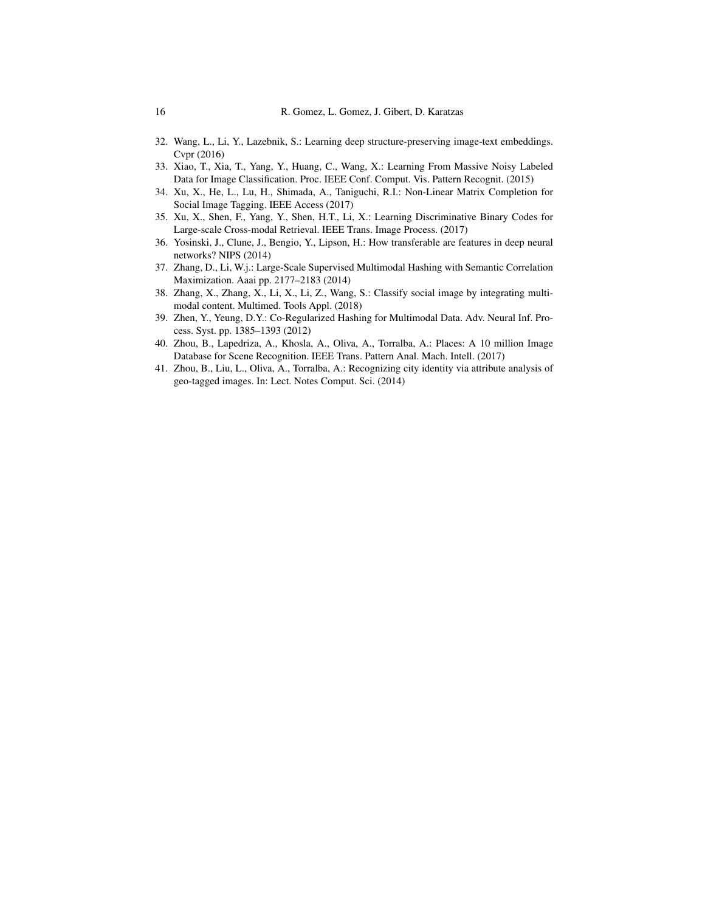32. Wang, L., Li, Y., Lazebnik, S.: Learning deep structure-preserving image-text embeddings. Cvpr (2016)
33. Xiao, T., Xia, T., Yang, Y., Huang, C., Wang, X.: Learning From Massive Noisy Labeled Data for Image Classification. Proc. IEEE Conf. Comput. Vis. Pattern Recognit. (2015)
34. Xu, X., He, L., Lu, H., Shimada, A., Taniguchi, R.I.: Non-Linear Matrix Completion for Social Image Tagging. IEEE Access (2017)
35. Xu, X., Shen, F., Yang, Y., Shen, H.T., Li, X.: Learning Discriminative Binary Codes for Large-scale Cross-modal Retrieval. IEEE Trans. Image Process. (2017)
36. Yosinski, J., Clune, J., Bengio, Y., Lipson, H.: How transferable are features in deep neural networks? NIPS (2014)
37. Zhang, D., Li, W.j.: Large-Scale Supervised Multimodal Hashing with Semantic Correlation Maximization. Aaai pp. 2177–2183 (2014)
38. Zhang, X., Zhang, X., Li, X., Li, Z., Wang, S.: Classify social image by integrating multi-modal content. Multimed. Tools Appl. (2018)
39. Zhen, Y., Yeung, D.Y.: Co-Regularized Hashing for Multimodal Data. Adv. Neural Inf. Process. Syst. pp. 1385–1393 (2012)
40. Zhou, B., Lapedriza, A., Khosla, A., Oliva, A., Torralba, A.: Places: A 10 million Image Database for Scene Recognition. IEEE Trans. Pattern Anal. Mach. Intell. (2017)
41. Zhou, B., Liu, L., Oliva, A., Torralba, A.: Recognizing city identity via attribute analysis of geo-tagged images. In: Lect. Notes Comput. Sci. (2014)